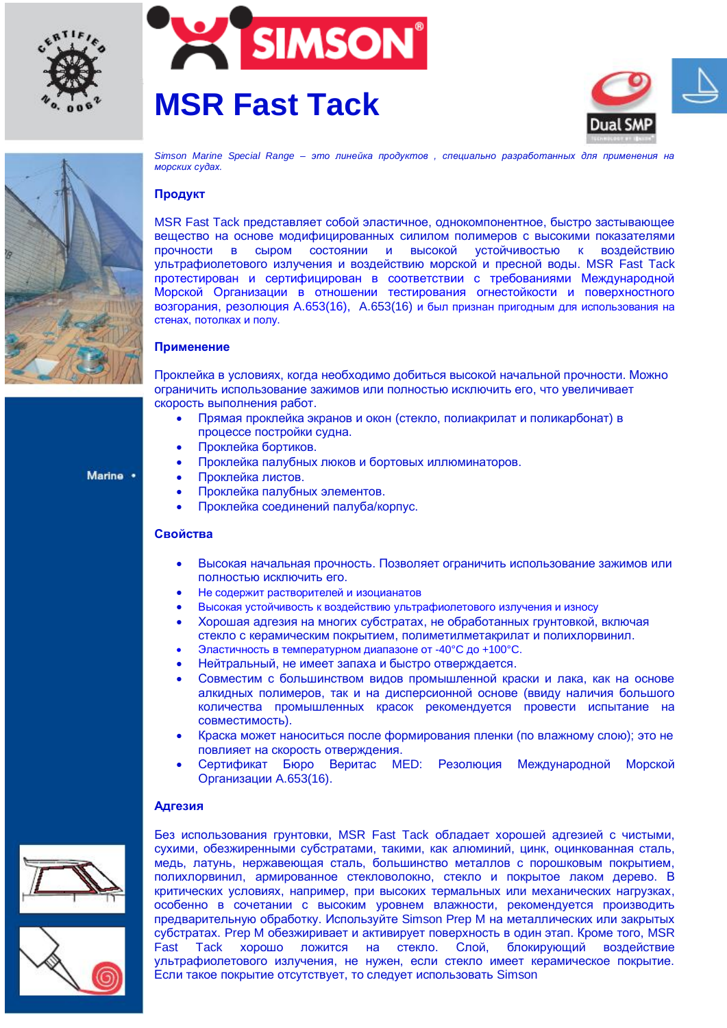# MSR Fast Tack

*Simson Marine Special Range – это линейка продуктов , специально разработанных для применения на морских судах.*

## Продукт

MSR Fast Tack представляет собой эластичное, однокомпонентное, быстро застывающее вещество на основе модифицированных силилом полимеров с высокими показателями прочности в сыром состоянии и высокой устойчивостью к воздействию ультрафиолетового излучения и воздействию морской и пресной воды. MSR Fast Tack протестирован и сертифицирован в соответствии с требованиями Международной Морской Организации в отношении тестирования огнестойкости и поверхностного возгорания, резолюция A.653(16), A.653(16) и был признан пригодным для использования на стенах, потолках и полу.

## Применение

Проклейка в условиях, когда необходимо добиться высокой начальной прочности. Можно ограничить использование зажимов или полностью исключить его, что увеличивает скорость выполнения работ.

- Прямая проклейка экранов и окон (стекло, полиакрилат и поликарбонат) в процессе постройки судна.
- Проклейка бортиков.
- Проклейка палубных люков и бортовых иллюминаторов.
- Проклейка листов.
- Проклейка палубных элементов.
- Проклейка соединений палуба/корпус.

## Свойства

- Высокая начальная прочность. Позволяет ограничить использование зажимов или полностью исключить его.
- Не содержит растворителей и изоцианатов
- Высокая устойчивость к воздействию ультрафиолетового излучения и износу
- Хорошая адгезия на многих субстратах, не обработанных грунтовкой, включая стекло с керамическим покрытием, полиметилметакрилат и полихлорвинил.
- Эластичность в температурном диапазоне от -40°C до +100°C.
- Нейтральный, не имеет запаха и быстро отверждается.
- Совместим с большинством видов промышленной краски и лака, как на основе алкидных полимеров, так и на дисперсионной основе (ввиду наличия большого количества промышленных красок рекомендуется провести испытание на совместимость).
- Краска может наноситься после формирования пленки (по влажному слою); это не повлияет на скорость отверждения.
- Сертификат Бюро Веритас MED: Резолюция Международной Морской Организации A.653(16).

## Адгезия

Без использования грунтовки, MSR Fast Tack обладает хорошей адгезией с чистыми, сухими, обезжиренными субстратами, такими, как алюминий, цинк, оцинкованная сталь, медь, латунь, нержавеющая сталь, большинство металлов с порошковым покрытием, полихлорвинил, армированное стекловолокно, стекло и покрытое лаком дерево. В критических условиях, например, при высоких термальных или механических нагрузках, особенно в сочетании с высоким уровнем влажности, рекомендуется производить предварительную обработку. Используйте Simson Prep M на металлических или закрытых субстратах. Prep M обезжиривает и активирует поверхность в один этап. Кроме того, MSR Fast Tack хорошо ложится на стекло. Слой, блокирующий воздействие ультрафиолетового излучения, не нужен, если стекло имеет керамическое покрытие. Если такое покрытие отсутствует, то следует использовать Simson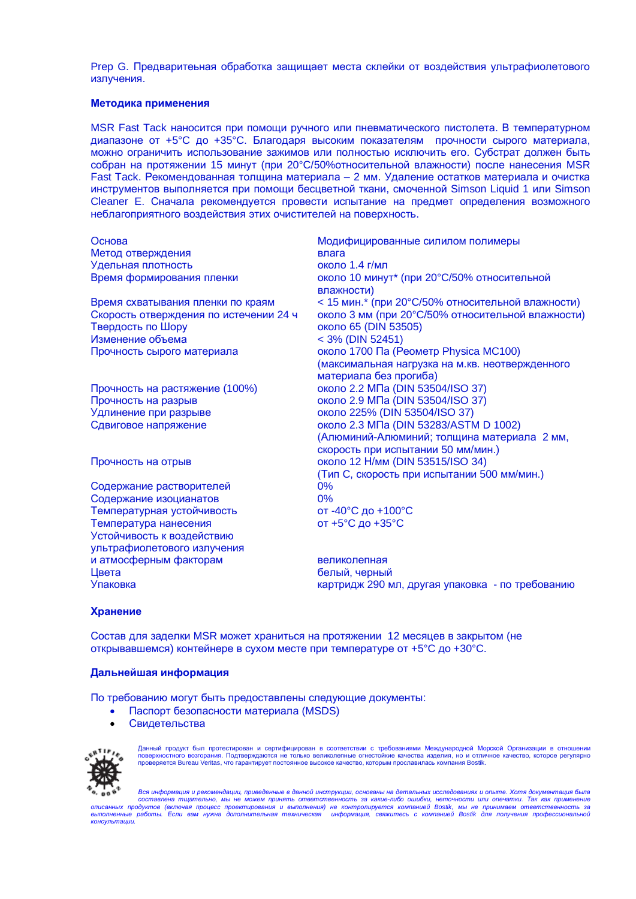Prep G. Предварительная обработка защищает места склейки от воздействия ультрафиолетового излучения.

**Методика применения**

MSR Fast Tack наносится при помощи ручного или пневматического пистолета. В температурном диапазоне от +5°C до +35°C. Благодаря высоким показателям прочности сырого материала, можно ограничить использование зажимов или полностью исключить его. Субстрат должен быть собран на протяжении 15 минут (при 20°C/50%относительной влажности) после нанесения MSR Fast Tack. Рекомендованная толщина материала – 2 мм. Удаление остатков материала и очистка инструментов выполняется при помощи бесцветной ткани, смоченной Simson Liquid 1 или Simson Cleaner E. Сначала рекомендуется провести испытание на предмет определения возможного неблагоприятного воздействия этих очистителей на поверхность.

| | |
|---|---|
| Основа | Модифицированные силилом полимеры |
| Метод отверждения | влага |
| Удельная плотность | около 1.4 г/мл |
| Время формирования пленки | около 10 минут* (при 20°C/50% относительной влажности) |
| Время схватывания пленки по краям | < 15 мин.* (при 20°C/50% относительной влажности) |
| Скорость отверждения по истечении 24 ч | около 3 мм (при 20°C/50% относительной влажности) |
| Твердость по Шору | около 65 (DIN 53505) |
| Изменение объема | < 3% (DIN 52451) |
| Прочность сырого материала | около 1700 Па (Реометр Physica MC100) (максимальная нагрузка на м.кв. неотвержденного материала без прогиба) |
| Прочность на растяжение (100%) | около 2.2 МПа (DIN 53504/ISO 37) |
| Прочность на разрыв | около 2.9 МПа (DIN 53504/ISO 37) |
| Удлинение при разрыве | около 225% (DIN 53504/ISO 37) |
| Сдвиговое напряжение | около 2.3 МПа (DIN 53283/ASTM D 1002) (Алюминий-Алюминий; толщина материала 2 мм, скорость при испытании 50 мм/мин.) |
| Прочность на отрыв | около 12 Н/мм (DIN 53515/ISO 34) (Тип C, скорость при испытании 500 мм/мин.) |
| Содержание растворителей | 0% |
| Содержание изоцианатов | 0% |
| Температурная устойчивость | от -40°C до +100°C |
| Температура нанесения | от +5°C до +35°C |
| Устойчивость к воздействию ультрафиолетового излучения и атмосферным факторам | великолепная |
| Цвета | белый, черный |
| Упаковка | картридж 290 мл, другая упаковка - по требованию |

**Хранение**

Состав для заделки MSR может храниться на протяжении 12 месяцев в закрытом (не открывавшемся) контейнере в сухом месте при температуре от +5°C до +30°C.

**Дальнейшая информация**

По требованию могут быть предоставлены следующие документы:

- Паспорт безопасности материала (MSDS)
- Свидетельства

CERTIFIED No. 0062

Данный продукт был протестирован и сертифицирован в соответствии с требованиями Международной Морской Организации в отношении поверхностного возгорания. Подтверждаются не только великолепные огнестойкие качества изделия, но и отличное качество, которое регулярно проверяется Bureau Veritas, что гарантирует постоянное высокое качество, которым прославилась компания Bostik.

*Вся информация и рекомендации, приведенные в данной инструкции, основаны на детальных исследованиях и опыте. Хотя документация была составлена тщательно, мы не можем принять ответственность за какие-либо ошибки, неточности или опечатки. Так как применение описанных продуктов (включая процесс проектирования и выполнения) не контролируется компанией Bostik, мы не принимаем ответственность за выполненные работы. Если вам нужна дополнительная техническая информация, свяжитесь с компанией Bostik для получения профессиональной консультации.*